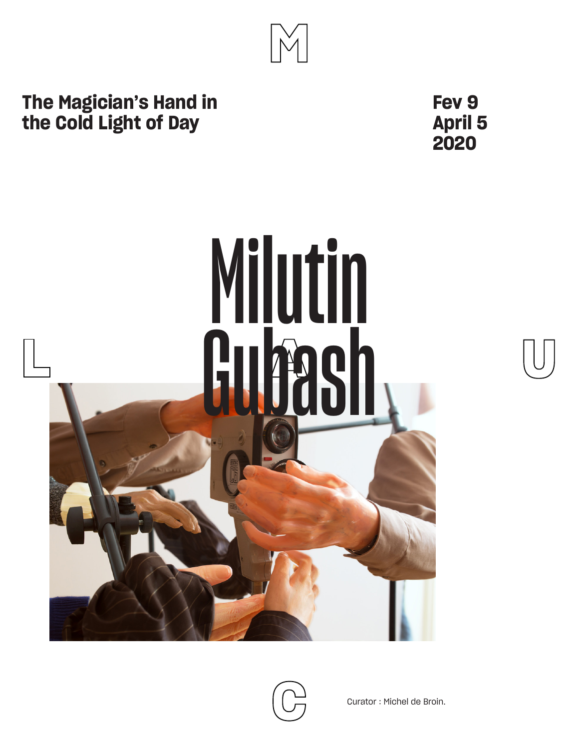M

**The Magician's Hand in the Cold Light of Day**

**Fev 9**
**April 5**
**2020**

# Milutin Gubash

L A U

C

Curator : Michel de Broin.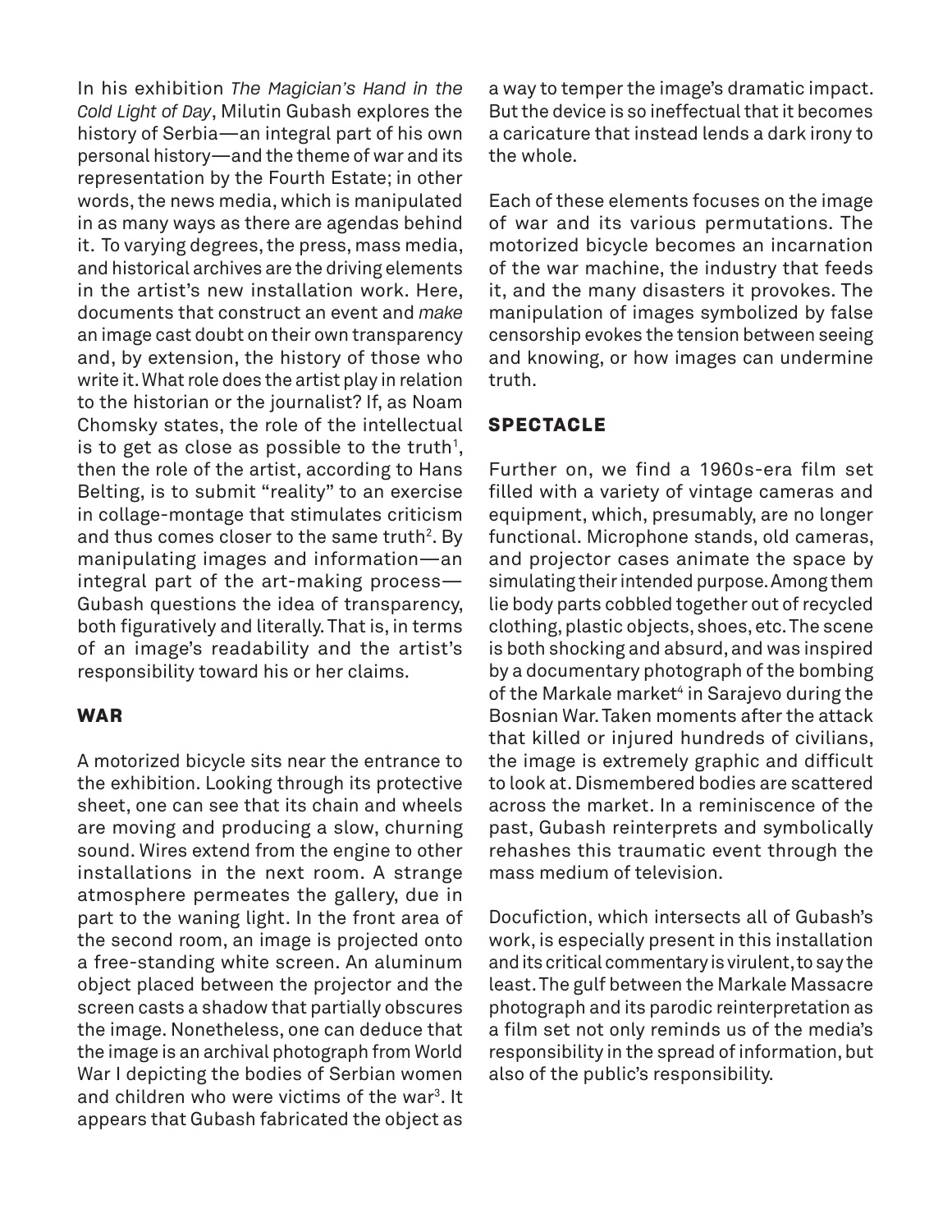In his exhibition *The Magician's Hand in the Cold Light of Day*, Milutin Gubash explores the history of Serbia—an integral part of his own personal history—and the theme of war and its representation by the Fourth Estate; in other words, the news media, which is manipulated in as many ways as there are agendas behind it. To varying degrees, the press, mass media, and historical archives are the driving elements in the artist's new installation work. Here, documents that construct an event and *make* an image cast doubt on their own transparency and, by extension, the history of those who write it. What role does the artist play in relation to the historian or the journalist? If, as Noam Chomsky states, the role of the intellectual is to get as close as possible to the truth[1], then the role of the artist, according to Hans Belting, is to submit "reality" to an exercise in collage-montage that stimulates criticism and thus comes closer to the same truth[2]. By manipulating images and information—an integral part of the art-making process—Gubash questions the idea of transparency, both figuratively and literally. That is, in terms of an image's readability and the artist's responsibility toward his or her claims.

## WAR

A motorized bicycle sits near the entrance to the exhibition. Looking through its protective sheet, one can see that its chain and wheels are moving and producing a slow, churning sound. Wires extend from the engine to other installations in the next room. A strange atmosphere permeates the gallery, due in part to the waning light. In the front area of the second room, an image is projected onto a free-standing white screen. An aluminum object placed between the projector and the screen casts a shadow that partially obscures the image. Nonetheless, one can deduce that the image is an archival photograph from World War I depicting the bodies of Serbian women and children who were victims of the war[3]. It appears that Gubash fabricated the object as a way to temper the image's dramatic impact. But the device is so ineffectual that it becomes a caricature that instead lends a dark irony to the whole.

Each of these elements focuses on the image of war and its various permutations. The motorized bicycle becomes an incarnation of the war machine, the industry that feeds it, and the many disasters it provokes. The manipulation of images symbolized by false censorship evokes the tension between seeing and knowing, or how images can undermine truth.

## SPECTACLE

Further on, we find a 1960s-era film set filled with a variety of vintage cameras and equipment, which, presumably, are no longer functional. Microphone stands, old cameras, and projector cases animate the space by simulating their intended purpose. Among them lie body parts cobbled together out of recycled clothing, plastic objects, shoes, etc. The scene is both shocking and absurd, and was inspired by a documentary photograph of the bombing of the Markale market[4] in Sarajevo during the Bosnian War. Taken moments after the attack that killed or injured hundreds of civilians, the image is extremely graphic and difficult to look at. Dismembered bodies are scattered across the market. In a reminiscence of the past, Gubash reinterprets and symbolically rehashes this traumatic event through the mass medium of television.

Docufiction, which intersects all of Gubash's work, is especially present in this installation and its critical commentary is virulent, to say the least. The gulf between the Markale Massacre photograph and its parodic reinterpretation as a film set not only reminds us of the media's responsibility in the spread of information, but also of the public's responsibility.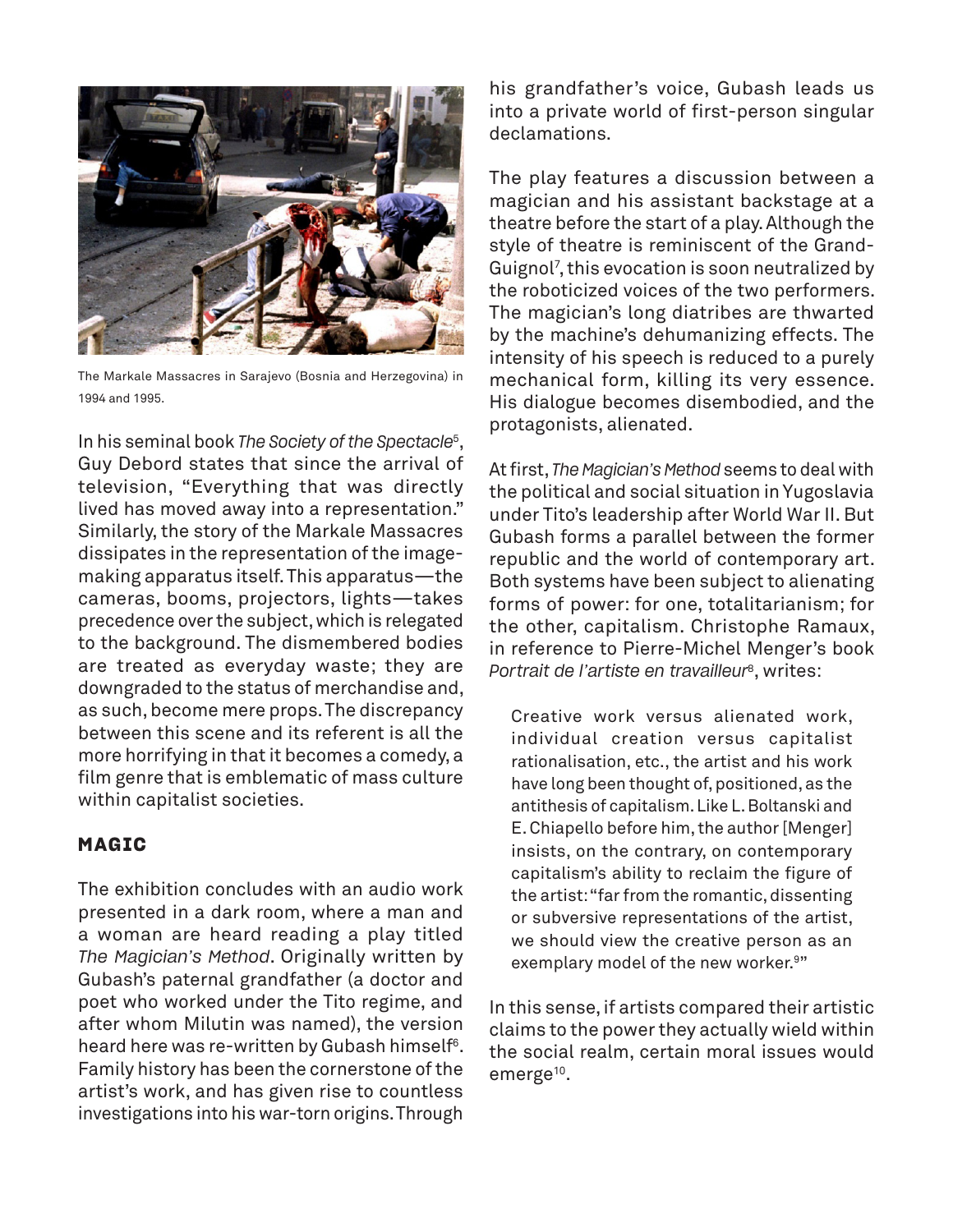The Markale Massacres in Sarajevo (Bosnia and Herzegovina) in 1994 and 1995.

In his seminal book *The Society of the Spectacle*[5], Guy Debord states that since the arrival of television, "Everything that was directly lived has moved away into a representation." Similarly, the story of the Markale Massacres dissipates in the representation of the image-making apparatus itself. This apparatus—the cameras, booms, projectors, lights—takes precedence over the subject, which is relegated to the background. The dismembered bodies are treated as everyday waste; they are downgraded to the status of merchandise and, as such, become mere props. The discrepancy between this scene and its referent is all the more horrifying in that it becomes a comedy, a film genre that is emblematic of mass culture within capitalist societies.

## MAGIC

The exhibition concludes with an audio work presented in a dark room, where a man and a woman are heard reading a play titled *The Magician's Method*. Originally written by Gubash's paternal grandfather (a doctor and poet who worked under the Tito regime, and after whom Milutin was named), the version heard here was re-written by Gubash himself[6]. Family history has been the cornerstone of the artist's work, and has given rise to countless investigations into his war-torn origins. Through his grandfather's voice, Gubash leads us into a private world of first-person singular declamations.

The play features a discussion between a magician and his assistant backstage at a theatre before the start of a play. Although the style of theatre is reminiscent of the Grand-Guignol[7], this evocation is soon neutralized by the roboticized voices of the two performers. The magician's long diatribes are thwarted by the machine's dehumanizing effects. The intensity of his speech is reduced to a purely mechanical form, killing its very essence. His dialogue becomes disembodied, and the protagonists, alienated.

At first, *The Magician's Method* seems to deal with the political and social situation in Yugoslavia under Tito's leadership after World War II. But Gubash forms a parallel between the former republic and the world of contemporary art. Both systems have been subject to alienating forms of power: for one, totalitarianism; for the other, capitalism. Christophe Ramaux, in reference to Pierre-Michel Menger's book *Portrait de l'artiste en travailleur*[8], writes:

> Creative work versus alienated work, individual creation versus capitalist rationalisation, etc., the artist and his work have long been thought of, positioned, as the antithesis of capitalism. Like L. Boltanski and E. Chiapello before him, the author [Menger] insists, on the contrary, on contemporary capitalism's ability to reclaim the figure of the artist: "far from the romantic, dissenting or subversive representations of the artist, we should view the creative person as an exemplary model of the new worker.[9]"

In this sense, if artists compared their artistic claims to the power they actually wield within the social realm, certain moral issues would emerge[10].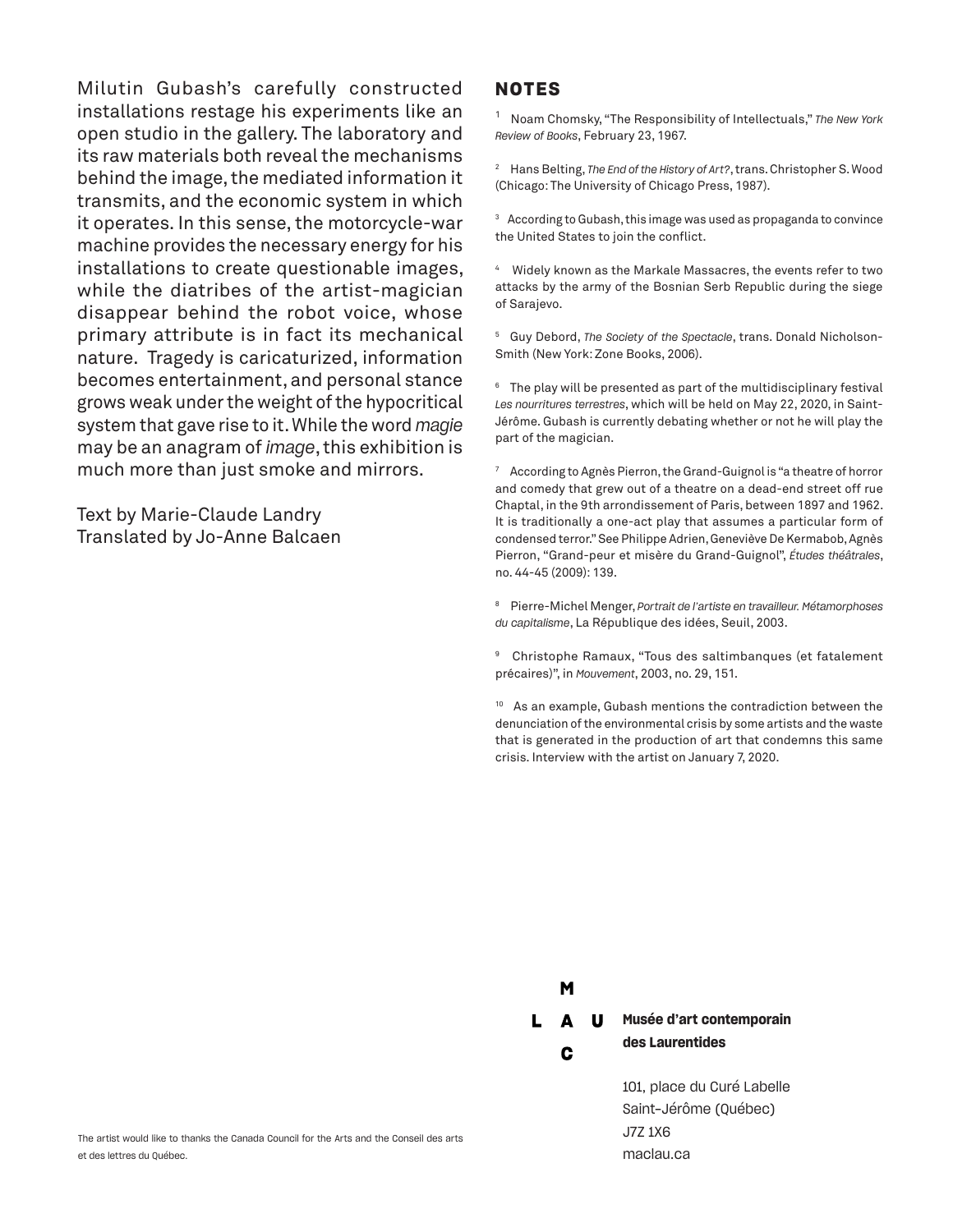Milutin Gubash's carefully constructed installations restage his experiments like an open studio in the gallery. The laboratory and its raw materials both reveal the mechanisms behind the image, the mediated information it transmits, and the economic system in which it operates. In this sense, the motorcycle-war machine provides the necessary energy for his installations to create questionable images, while the diatribes of the artist-magician disappear behind the robot voice, whose primary attribute is in fact its mechanical nature. Tragedy is caricaturized, information becomes entertainment, and personal stance grows weak under the weight of the hypocritical system that gave rise to it. While the word *magie* may be an anagram of *image*, this exhibition is much more than just smoke and mirrors.

Text by Marie-Claude Landry
Translated by Jo-Anne Balcaen

## NOTES

[1] Noam Chomsky, "The Responsibility of Intellectuals," *The New York Review of Books*, February 23, 1967.

[2] Hans Belting, *The End of the History of Art?*, trans. Christopher S. Wood (Chicago: The University of Chicago Press, 1987).

[3] According to Gubash, this image was used as propaganda to convince the United States to join the conflict.

[4] Widely known as the Markale Massacres, the events refer to two attacks by the army of the Bosnian Serb Republic during the siege of Sarajevo.

[5] Guy Debord, *The Society of the Spectacle*, trans. Donald Nicholson-Smith (New York: Zone Books, 2006).

[6] The play will be presented as part of the multidisciplinary festival *Les nourritures terrestres*, which will be held on May 22, 2020, in Saint-Jérôme. Gubash is currently debating whether or not he will play the part of the magician.

[7] According to Agnès Pierron, the Grand-Guignol is "a theatre of horror and comedy that grew out of a theatre on a dead-end street off rue Chaptal, in the 9th arrondissement of Paris, between 1897 and 1962. It is traditionally a one-act play that assumes a particular form of condensed terror." See Philippe Adrien, Geneviève De Kermabob, Agnès Pierron, "Grand-peur et misère du Grand-Guignol", *Études théâtrales*, no. 44-45 (2009): 139.

[8] Pierre-Michel Menger, *Portrait de l'artiste en travailleur. Métamorphoses du capitalisme*, La République des idées, Seuil, 2003.

[9] Christophe Ramaux, "Tous des saltimbanques (et fatalement précaires)", in *Mouvement*, 2003, no. 29, 151.

[10] As an example, Gubash mentions the contradiction between the denunciation of the environmental crisis by some artists and the waste that is generated in the production of art that condemns this same crisis. Interview with the artist on January 7, 2020.

The artist would like to thanks the Canada Council for the Arts and the Conseil des arts et des lettres du Québec.

MLAUC

**Musée d'art contemporain des Laurentides**

101, place du Curé Labelle
Saint-Jérôme (Québec)
J7Z 1X6
maclau.ca